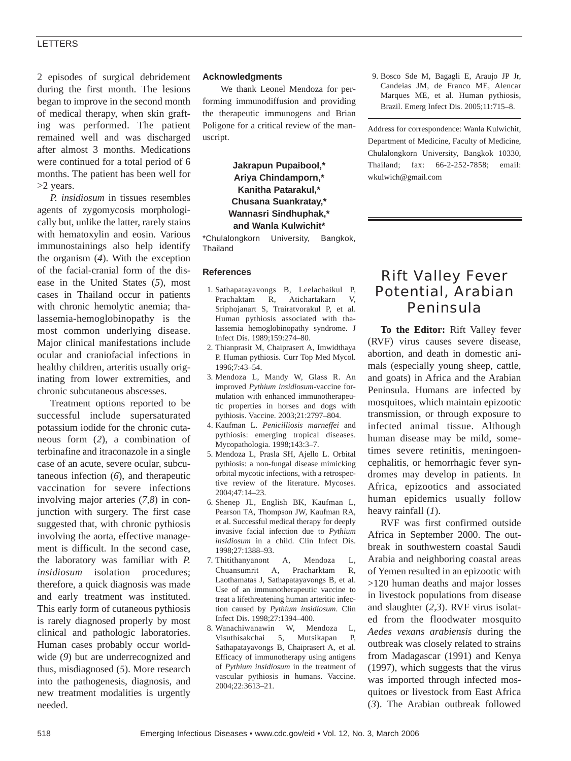2 episodes of surgical debridement during the first month. The lesions began to improve in the second month of medical therapy, when skin grafting was performed. The patient remained well and was discharged after almost 3 months. Medications were continued for a total period of 6 months. The patient has been well for >2 years.

*P. insidiosum* in tissues resembles agents of zygomycosis morphologically but, unlike the latter, rarely stains with hematoxylin and eosin. Various immunostainings also help identify the organism (*4*). With the exception of the facial-cranial form of the disease in the United States (*5*), most cases in Thailand occur in patients with chronic hemolytic anemia; thalassemia-hemoglobinopathy is the most common underlying disease. Major clinical manifestations include ocular and craniofacial infections in healthy children, arteritis usually originating from lower extremities, and chronic subcutaneous abscesses.

Treatment options reported to be successful include supersaturated potassium iodide for the chronic cutaneous form (*2*), a combination of terbinafine and itraconazole in a single case of an acute, severe ocular, subcutaneous infection (*6*), and therapeutic vaccination for severe infections involving major arteries (*7,8*) in conjunction with surgery. The first case suggested that, with chronic pythiosis involving the aorta, effective management is difficult. In the second case, the laboratory was familiar with *P. insidiosum* isolation procedures; therefore, a quick diagnosis was made and early treatment was instituted. This early form of cutaneous pythiosis is rarely diagnosed properly by most clinical and pathologic laboratories. Human cases probably occur worldwide (*9*) but are underrecognized and thus, misdiagnosed (*5*). More research into the pathogenesis, diagnosis, and new treatment modalities is urgently needed.

### Acknowledgments

We thank Leonel Mendoza for performing immunodiffusion and providing the therapeutic immunogens and Brian Poligone for a critical review of the manuscript.

**Jakrapun Pupaibool,\* Ariya Chindamporn,\* Kanitha Patarakul,\* Chusana Suankratay,\* Wannasri Sindhuphak,\* and Wanla Kulwichit\***

\*Chulalongkorn University, Bangkok, Thailand

### References

1. Sathapatayavongs B, Leelachaikul P, Prachaktam R, Atichartakarn V, Sriphojanart S, Trairatvorakul P, et al. Human pythiosis associated with thalassemia hemoglobinopathy syndrome. J Infect Dis. 1989;159:274–80.
2. Thianprasit M, Chaiprasert A, Imwidthaya P. Human pythiosis. Curr Top Med Mycol. 1996;7:43–54.
3. Mendoza L, Mandy W, Glass R. An improved *Pythium insidiosum*-vaccine formulation with enhanced immunotherapeutic properties in horses and dogs with pythiosis. Vaccine. 2003;21:2797–804.
4. Kaufman L. *Penicilliosis marneffei* and pythiosis: emerging tropical diseases. Mycopathologia. 1998;143:3–7.
5. Mendoza L, Prasla SH, Ajello L. Orbital pythiosis: a non-fungal disease mimicking orbital mycotic infections, with a retrospective review of the literature. Mycoses. 2004;47:14–23.
6. Shenep JL, English BK, Kaufman L, Pearson TA, Thompson JW, Kaufman RA, et al. Successful medical therapy for deeply invasive facial infection due to *Pythium insidiosum* in a child. Clin Infect Dis. 1998;27:1388–93.
7. Thitithanyanont A, Mendoza L, Chuansumrit A, Pracharktam R, Laothamatas J, Sathapatayavongs B, et al. Use of an immunotherapeutic vaccine to treat a lifethreatening human arteritic infection caused by *Pythium insidiosum*. Clin Infect Dis. 1998;27:1394–400.
8. Wanachiwanawin W, Mendoza L, Visuthisakchai 5, Mutsikapan P, Sathapatayavongs B, Chaiprasert A, et al. Efficacy of immunotherapy using antigens of *Pythium insidiosum* in the treatment of vascular pythiosis in humans. Vaccine. 2004;22:3613–21.
9. Bosco Sde M, Bagagli E, Araujo JP Jr, Candeias JM, de Franco ME, Alencar Marques ME, et al. Human pythiosis, Brazil. Emerg Infect Dis. 2005;11:715–8.

Address for correspondence: Wanla Kulwichit, Department of Medicine, Faculty of Medicine, Chulalongkorn University, Bangkok 10330, Thailand; fax: 66-2-252-7858; email: wkulwich@gmail.com

# Rift Valley Fever Potential, Arabian Peninsula

**To the Editor:** Rift Valley fever (RVF) virus causes severe disease, abortion, and death in domestic animals (especially young sheep, cattle, and goats) in Africa and the Arabian Peninsula. Humans are infected by mosquitoes, which maintain epizootic transmission, or through exposure to infected animal tissue. Although human disease may be mild, sometimes severe retinitis, meningoencephalitis, or hemorrhagic fever syndromes may develop in patients. In Africa, epizootics and associated human epidemics usually follow heavy rainfall (*1*).

RVF was first confirmed outside Africa in September 2000. The outbreak in southwestern coastal Saudi Arabia and neighboring coastal areas of Yemen resulted in an epizootic with >120 human deaths and major losses in livestock populations from disease and slaughter (*2,3*). RVF virus isolated from the floodwater mosquito *Aedes vexans arabiensis* during the outbreak was closely related to strains from Madagascar (1991) and Kenya (1997), which suggests that the virus was imported through infected mosquitoes or livestock from East Africa (*3*). The Arabian outbreak followed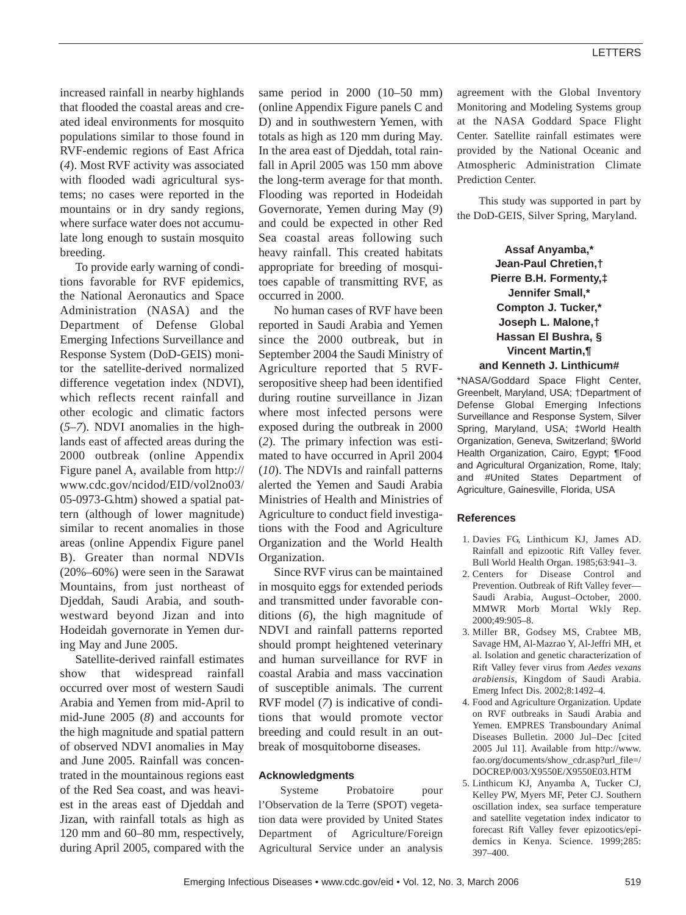increased rainfall in nearby highlands that flooded the coastal areas and created ideal environments for mosquito populations similar to those found in RVF-endemic regions of East Africa (*4*). Most RVF activity was associated with flooded wadi agricultural systems; no cases were reported in the mountains or in dry sandy regions, where surface water does not accumulate long enough to sustain mosquito breeding.

To provide early warning of conditions favorable for RVF epidemics, the National Aeronautics and Space Administration (NASA) and the Department of Defense Global Emerging Infections Surveillance and Response System (DoD-GEIS) monitor the satellite-derived normalized difference vegetation index (NDVI), which reflects recent rainfall and other ecologic and climatic factors (*5–7*). NDVI anomalies in the highlands east of affected areas during the 2000 outbreak (online Appendix Figure panel A, available from http://www.cdc.gov/ncidod/EID/vol2no03/05-0973-G.htm) showed a spatial pattern (although of lower magnitude) similar to recent anomalies in those areas (online Appendix Figure panel B). Greater than normal NDVIs (20%–60%) were seen in the Sarawat Mountains, from just northeast of Djeddah, Saudi Arabia, and southwestward beyond Jizan and into Hodeidah governorate in Yemen during May and June 2005.

Satellite-derived rainfall estimates show that widespread rainfall occurred over most of western Saudi Arabia and Yemen from mid-April to mid-June 2005 (*8*) and accounts for the high magnitude and spatial pattern of observed NDVI anomalies in May and June 2005. Rainfall was concentrated in the mountainous regions east of the Red Sea coast, and was heaviest in the areas east of Djeddah and Jizan, with rainfall totals as high as 120 mm and 60–80 mm, respectively, during April 2005, compared with the same period in 2000 (10–50 mm) (online Appendix Figure panels C and D) and in southwestern Yemen, with totals as high as 120 mm during May. In the area east of Djeddah, total rainfall in April 2005 was 150 mm above the long-term average for that month. Flooding was reported in Hodeidah Governorate, Yemen during May (*9*) and could be expected in other Red Sea coastal areas following such heavy rainfall. This created habitats appropriate for breeding of mosquitoes capable of transmitting RVF, as occurred in 2000.

No human cases of RVF have been reported in Saudi Arabia and Yemen since the 2000 outbreak, but in September 2004 the Saudi Ministry of Agriculture reported that 5 RVF-seropositive sheep had been identified during routine surveillance in Jizan where most infected persons were exposed during the outbreak in 2000 (*2*). The primary infection was estimated to have occurred in April 2004 (*10*). The NDVIs and rainfall patterns alerted the Yemen and Saudi Arabia Ministries of Health and Ministries of Agriculture to conduct field investigations with the Food and Agriculture Organization and the World Health Organization.

Since RVF virus can be maintained in mosquito eggs for extended periods and transmitted under favorable conditions (*6*), the high magnitude of NDVI and rainfall patterns reported should prompt heightened veterinary and human surveillance for RVF in coastal Arabia and mass vaccination of susceptible animals. The current RVF model (*7*) is indicative of conditions that would promote vector breeding and could result in an outbreak of mosquitoborne diseases.

#### Acknowledgments

Systeme Probatoire pour l'Observation de la Terre (SPOT) vegetation data were provided by United States Department of Agriculture/Foreign Agricultural Service under an analysis agreement with the Global Inventory Monitoring and Modeling Systems group at the NASA Goddard Space Flight Center. Satellite rainfall estimates were provided by the National Oceanic and Atmospheric Administration Climate Prediction Center.

This study was supported in part by the DoD-GEIS, Silver Spring, Maryland.

**Assaf Anyamba,\* Jean-Paul Chretien,† Pierre B.H. Formenty,‡ Jennifer Small,\* Compton J. Tucker,\* Joseph L. Malone,† Hassan El Bushra, § Vincent Martin,¶ and Kenneth J. Linthicum#**

\*NASA/Goddard Space Flight Center, Greenbelt, Maryland, USA; †Department of Defense Global Emerging Infections Surveillance and Response System, Silver Spring, Maryland, USA; ‡World Health Organization, Geneva, Switzerland; §World Health Organization, Cairo, Egypt; ¶Food and Agricultural Organization, Rome, Italy; and #United States Department of Agriculture, Gainesville, Florida, USA

#### References

1. Davies FG, Linthicum KJ, James AD. Rainfall and epizootic Rift Valley fever. Bull World Health Organ. 1985;63:941–3.
2. Centers for Disease Control and Prevention. Outbreak of Rift Valley fever—Saudi Arabia, August–October, 2000. MMWR Morb Mortal Wkly Rep. 2000;49:905–8.
3. Miller BR, Godsey MS, Crabtee MB, Savage HM, Al-Mazrao Y, Al-Jeffri MH, et al. Isolation and genetic characterization of Rift Valley fever virus from *Aedes vexans arabiensis*, Kingdom of Saudi Arabia. Emerg Infect Dis. 2002;8:1492–4.
4. Food and Agriculture Organization. Update on RVF outbreaks in Saudi Arabia and Yemen. EMPRES Transboundary Animal Diseases Bulletin. 2000 Jul–Dec [cited 2005 Jul 11]. Available from http://www.fao.org/documents/show_cdr.asp?url_file=/DOCREP/003/X9550E/X9550E03.HTM
5. Linthicum KJ, Anyamba A, Tucker CJ, Kelley PW, Myers MF, Peter CJ. Southern oscillation index, sea surface temperature and satellite vegetation index indicator to forecast Rift Valley fever epizootics/epidemics in Kenya. Science. 1999;285:397–400.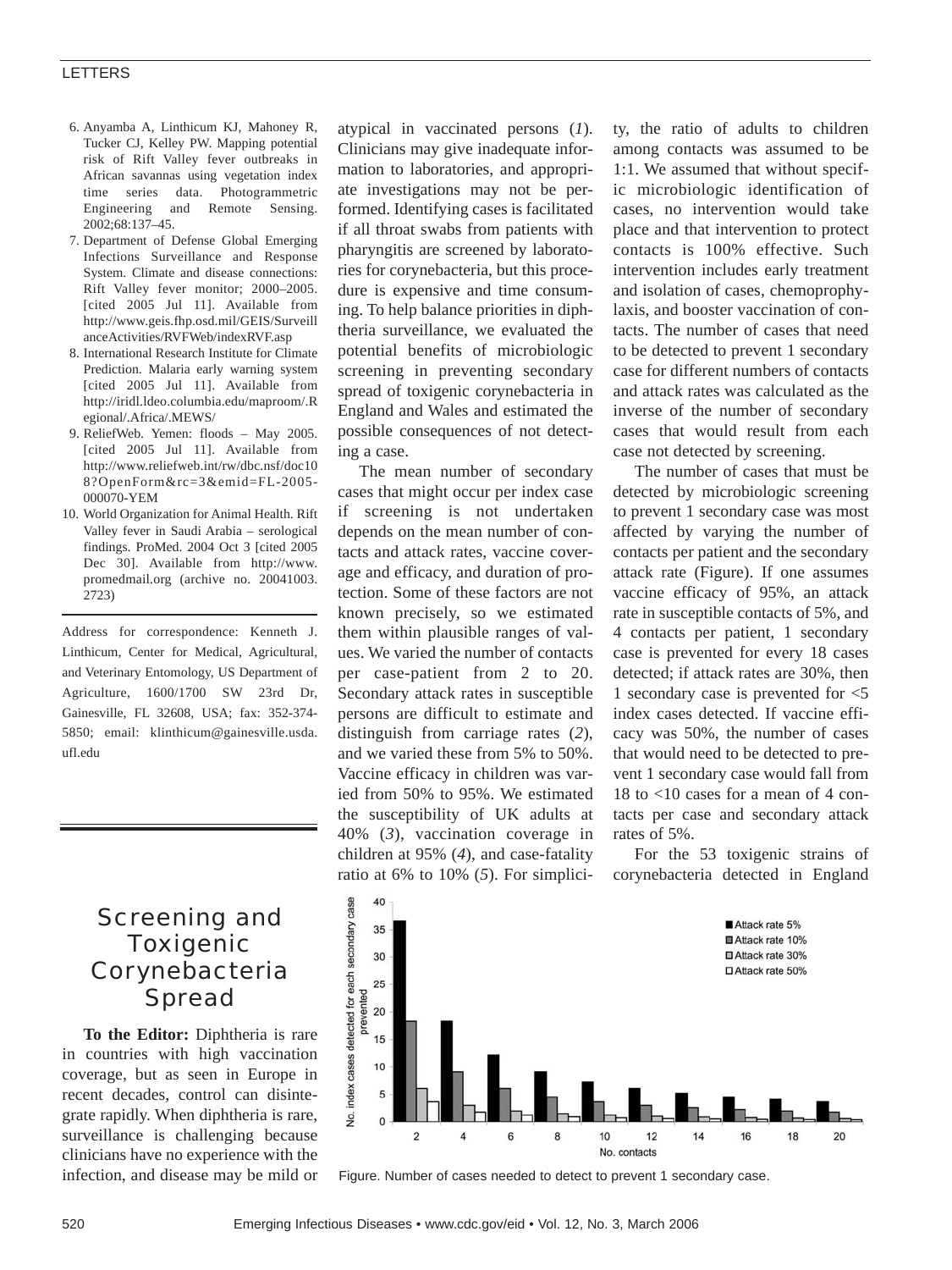6. Anyamba A, Linthicum KJ, Mahoney R, Tucker CJ, Kelley PW. Mapping potential risk of Rift Valley fever outbreaks in African savannas using vegetation index time series data. Photogrammetric Engineering and Remote Sensing. 2002;68:137–45.
7. Department of Defense Global Emerging Infections Surveillance and Response System. Climate and disease connections: Rift Valley fever monitor; 2000–2005. [cited 2005 Jul 11]. Available from http://www.geis.fhp.osd.mil/GEIS/SurveillanceActivities/RVFWeb/indexRVF.asp
8. International Research Institute for Climate Prediction. Malaria early warning system [cited 2005 Jul 11]. Available from http://iridl.ldeo.columbia.edu/maproom/.Regional/.Africa/.MEWS/
9. ReliefWeb. Yemen: floods – May 2005. [cited 2005 Jul 11]. Available from http://www.reliefweb.int/rw/dbc.nsf/doc108?OpenForm&rc=3&emid=FL-2005-000070-YEM
10. World Organization for Animal Health. Rift Valley fever in Saudi Arabia – serological findings. ProMed. 2004 Oct 3 [cited 2005 Dec 30]. Available from http://www.promedmail.org (archive no. 20041003.2723)

Address for correspondence: Kenneth J. Linthicum, Center for Medical, Agricultural, and Veterinary Entomology, US Department of Agriculture, 1600/1700 SW 23rd Dr, Gainesville, FL 32608, USA; fax: 352-374-5850; email: klinthicum@gainesville.usda.ufl.edu

# Screening and Toxigenic Corynebacteria Spread

**To the Editor:** Diphtheria is rare in countries with high vaccination coverage, but as seen in Europe in recent decades, control can disintegrate rapidly. When diphtheria is rare, surveillance is challenging because clinicians have no experience with the infection, and disease may be mild or atypical in vaccinated persons (*1*). Clinicians may give inadequate information to laboratories, and appropriate investigations may not be performed. Identifying cases is facilitated if all throat swabs from patients with pharyngitis are screened by laboratories for corynebacteria, but this procedure is expensive and time consuming. To help balance priorities in diphtheria surveillance, we evaluated the potential benefits of microbiologic screening in preventing secondary spread of toxigenic corynebacteria in England and Wales and estimated the possible consequences of not detecting a case.

The mean number of secondary cases that might occur per index case if screening is not undertaken depends on the mean number of contacts and attack rates, vaccine coverage and efficacy, and duration of protection. Some of these factors are not known precisely, so we estimated them within plausible ranges of values. We varied the number of contacts per case-patient from 2 to 20. Secondary attack rates in susceptible persons are difficult to estimate and distinguish from carriage rates (*2*), and we varied these from 5% to 50%. Vaccine efficacy in children was varied from 50% to 95%. We estimated the susceptibility of UK adults at 40% (*3*), vaccination coverage in children at 95% (*4*), and case-fatality ratio at 6% to 10% (*5*). For simplicity, the ratio of adults to children among contacts was assumed to be 1:1. We assumed that without specific microbiologic identification of cases, no intervention would take place and that intervention to protect contacts is 100% effective. Such intervention includes early treatment and isolation of cases, chemoprophylaxis, and booster vaccination of contacts. The number of cases that need to be detected to prevent 1 secondary case for different numbers of contacts and attack rates was calculated as the inverse of the number of secondary cases that would result from each case not detected by screening.

The number of cases that must be detected by microbiologic screening to prevent 1 secondary case was most affected by varying the number of contacts per patient and the secondary attack rate (Figure). If one assumes vaccine efficacy of 95%, an attack rate in susceptible contacts of 5%, and 4 contacts per patient, 1 secondary case is prevented for every 18 cases detected; if attack rates are 30%, then 1 secondary case is prevented for <5 index cases detected. If vaccine efficacy was 50%, the number of cases that would need to be detected to prevent 1 secondary case would fall from 18 to <10 cases for a mean of 4 contacts per case and secondary attack rates of 5%.

For the 53 toxigenic strains of corynebacteria detected in England

No. index cases detected for each secondary case prevented

40
35
30
25
20
15
10
5
0

2 4 6 8 10 12 14 16 18 20

No. contacts

Attack rate 5%
Attack rate 10%
Attack rate 30%
Attack rate 50%

Figure. Number of cases needed to detect to prevent 1 secondary case.